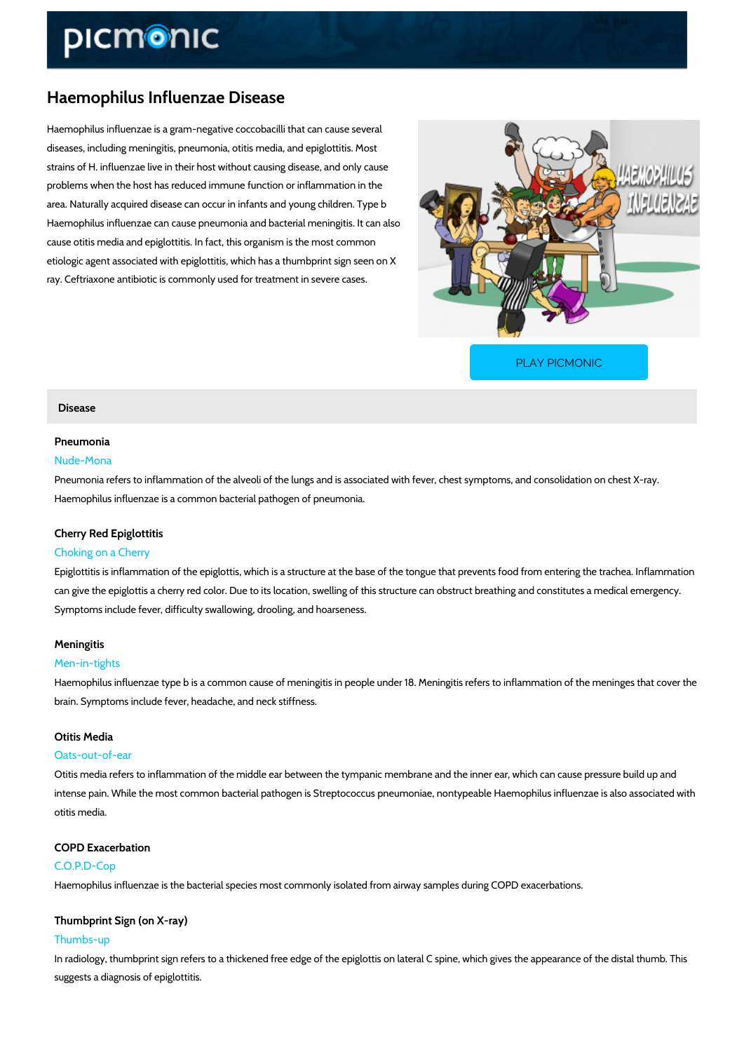# Haemophilus Influenzae Disease

Haemophilus influenzae is a gram-negative coccobacilli that can cause several diseases, including meningitis, pneumonia, otitis media, and epiglottitis. Most strains of H. influenzae live in their host without causing disease, and only cause problems when the host has reduced immune function or inflammation in the area. Naturally acquired disease can occur in infants and young children. Type b Haemophilus influenzae can cause pneumonia and bacterial meningitis. It can also cause otitis media and epiglottitis. In fact, this organism is the most common etiologic agent associated with epiglottitis, which has a thumbprint sign seen on X ray. Ceftriaxone antibiotic is commonly used for treatment in severe cases.

PLAY PICMONIC

## Disease

### Pneumonia

Nude-Mona

Pneumonia refers to inflammation of the alveoli of the lungs and is associated with fever, chest symptoms, and consolidation on chest X-ray. Haemophilus influenzae is a common bacterial pathogen of pneumonia.

### Cherry Red Epiglottitis

Choking on a Cherry

Epiglottitis is inflammation of the epiglottis, which is a structure at the base of the tongue that prevents food from entering the trachea. Inflammation can give the epiglottis a cherry red color. Due to its location, swelling of this structure can obstruct breathing and constitutes a medical emergency. Symptoms include fever, difficulty swallowing, drooling, and hoarseness.

### Meningitis

Men-in-tights

Haemophilus influenzae type b is a common cause of meningitis in people under 18. Meningitis refers to inflammation of the meninges that cover the brain. Symptoms include fever, headache, and neck stiffness.

### Otitis Media

Oats-out-of-ear

Otitis media refers to inflammation of the middle ear between the tympanic membrane and the inner ear, which can cause pressure build up and intense pain. While the most common bacterial pathogen is Streptococcus pneumoniae, nontypeable Haemophilus influenzae is also associated with otitis media.

### COPD Exacerbation

C.O.P.D-Cop

Haemophilus influenzae is the bacterial species most commonly isolated from airway samples during COPD exacerbations.

### Thumbprint Sign (on X-ray)

Thumbs-up

In radiology, thumbprint sign refers to a thickened free edge of the epiglottis on lateral C spine, which gives the appearance of the distal thumb. This suggests a diagnosis of epiglottitis.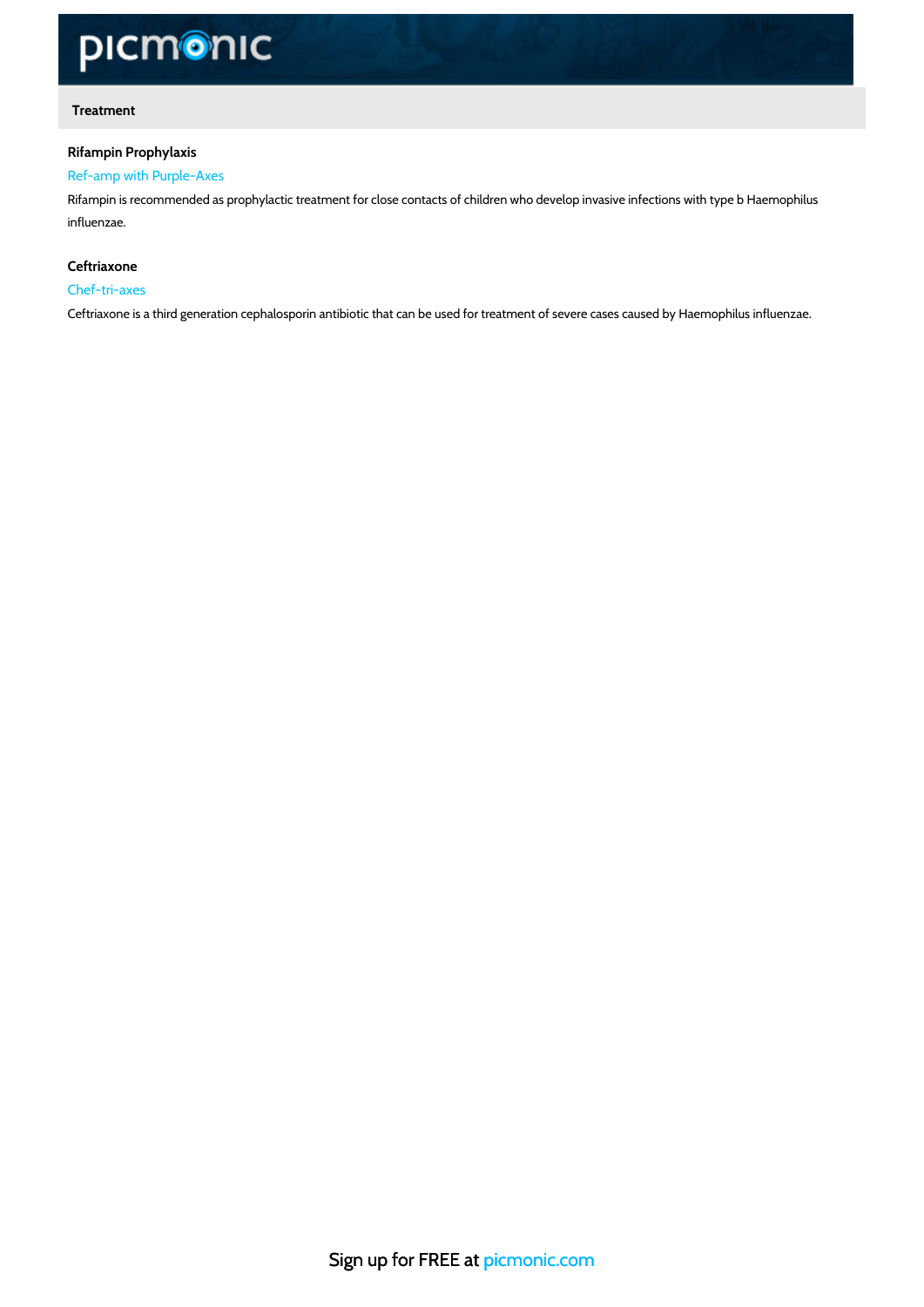## Treatment

**Rifampin Prophylaxis**

Ref-amp with Purple-Axes

Rifampin is recommended as prophylactic treatment for close contacts of children who develop invasive infections with type b Haemophilus influenzae.

**Ceftriaxone**

Chef-tri-axes

Ceftriaxone is a third generation cephalosporin antibiotic that can be used for treatment of severe cases caused by Haemophilus influenzae.

Sign up for FREE at picmonic.com